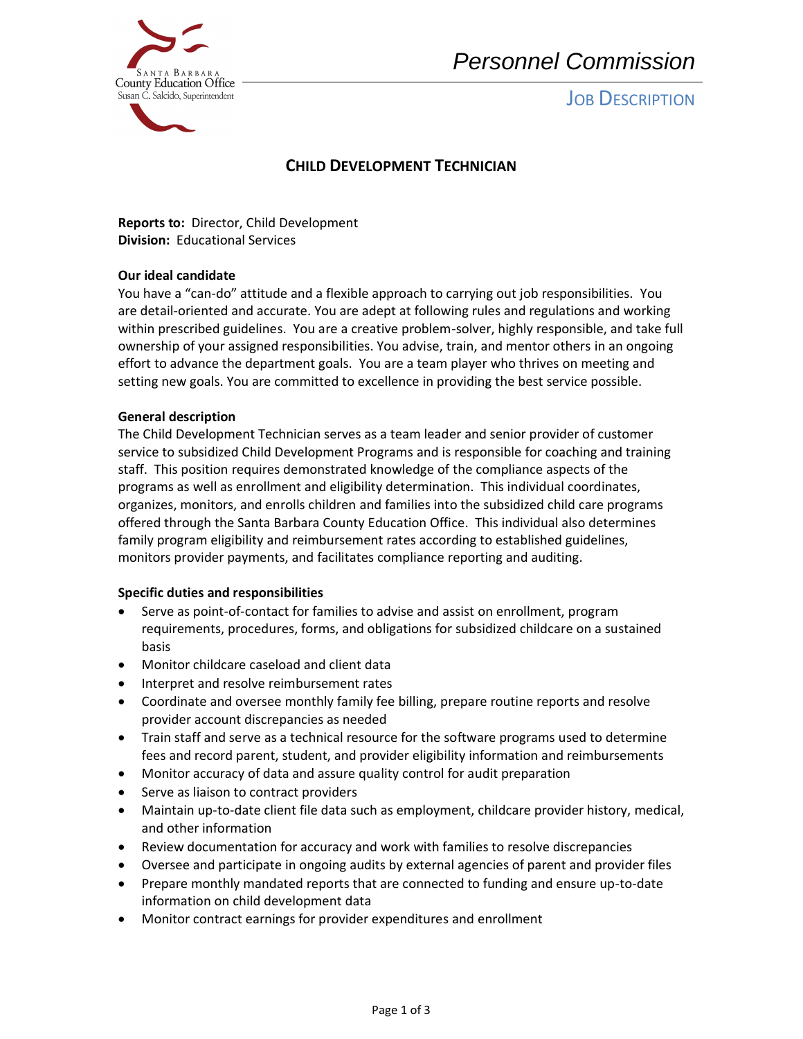Santa Barbara County Education Office
Susan C. Salcido, Superintendent

*Personnel Commission*

JOB DESCRIPTION

# CHILD DEVELOPMENT TECHNICIAN

**Reports to:** Director, Child Development
**Division:** Educational Services

**Our ideal candidate**

You have a "can-do" attitude and a flexible approach to carrying out job responsibilities. You are detail-oriented and accurate. You are adept at following rules and regulations and working within prescribed guidelines. You are a creative problem-solver, highly responsible, and take full ownership of your assigned responsibilities. You advise, train, and mentor others in an ongoing effort to advance the department goals. You are a team player who thrives on meeting and setting new goals. You are committed to excellence in providing the best service possible.

**General description**

The Child Development Technician serves as a team leader and senior provider of customer service to subsidized Child Development Programs and is responsible for coaching and training staff. This position requires demonstrated knowledge of the compliance aspects of the programs as well as enrollment and eligibility determination. This individual coordinates, organizes, monitors, and enrolls children and families into the subsidized child care programs offered through the Santa Barbara County Education Office. This individual also determines family program eligibility and reimbursement rates according to established guidelines, monitors provider payments, and facilitates compliance reporting and auditing.

**Specific duties and responsibilities**

- Serve as point-of-contact for families to advise and assist on enrollment, program requirements, procedures, forms, and obligations for subsidized childcare on a sustained basis
- Monitor childcare caseload and client data
- Interpret and resolve reimbursement rates
- Coordinate and oversee monthly family fee billing, prepare routine reports and resolve provider account discrepancies as needed
- Train staff and serve as a technical resource for the software programs used to determine fees and record parent, student, and provider eligibility information and reimbursements
- Monitor accuracy of data and assure quality control for audit preparation
- Serve as liaison to contract providers
- Maintain up-to-date client file data such as employment, childcare provider history, medical, and other information
- Review documentation for accuracy and work with families to resolve discrepancies
- Oversee and participate in ongoing audits by external agencies of parent and provider files
- Prepare monthly mandated reports that are connected to funding and ensure up-to-date information on child development data
- Monitor contract earnings for provider expenditures and enrollment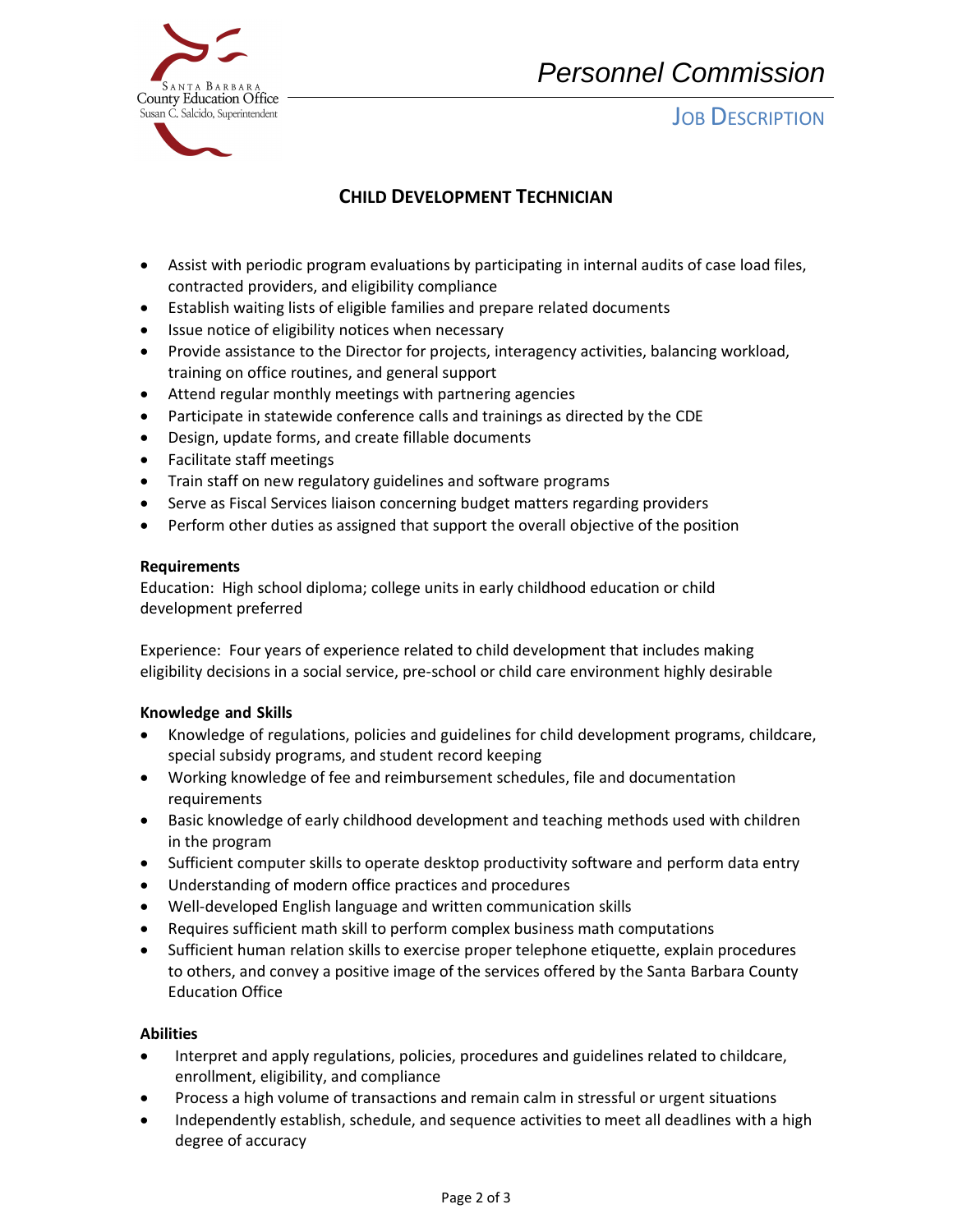# CHILD DEVELOPMENT TECHNICIAN

- Assist with periodic program evaluations by participating in internal audits of case load files, contracted providers, and eligibility compliance
- Establish waiting lists of eligible families and prepare related documents
- Issue notice of eligibility notices when necessary
- Provide assistance to the Director for projects, interagency activities, balancing workload, training on office routines, and general support
- Attend regular monthly meetings with partnering agencies
- Participate in statewide conference calls and trainings as directed by the CDE
- Design, update forms, and create fillable documents
- Facilitate staff meetings
- Train staff on new regulatory guidelines and software programs
- Serve as Fiscal Services liaison concerning budget matters regarding providers
- Perform other duties as assigned that support the overall objective of the position

**Requirements**

Education: High school diploma; college units in early childhood education or child development preferred

Experience: Four years of experience related to child development that includes making eligibility decisions in a social service, pre-school or child care environment highly desirable

**Knowledge and Skills**

- Knowledge of regulations, policies and guidelines for child development programs, childcare, special subsidy programs, and student record keeping
- Working knowledge of fee and reimbursement schedules, file and documentation requirements
- Basic knowledge of early childhood development and teaching methods used with children in the program
- Sufficient computer skills to operate desktop productivity software and perform data entry
- Understanding of modern office practices and procedures
- Well-developed English language and written communication skills
- Requires sufficient math skill to perform complex business math computations
- Sufficient human relation skills to exercise proper telephone etiquette, explain procedures to others, and convey a positive image of the services offered by the Santa Barbara County Education Office

**Abilities**

- Interpret and apply regulations, policies, procedures and guidelines related to childcare, enrollment, eligibility, and compliance
- Process a high volume of transactions and remain calm in stressful or urgent situations
- Independently establish, schedule, and sequence activities to meet all deadlines with a high degree of accuracy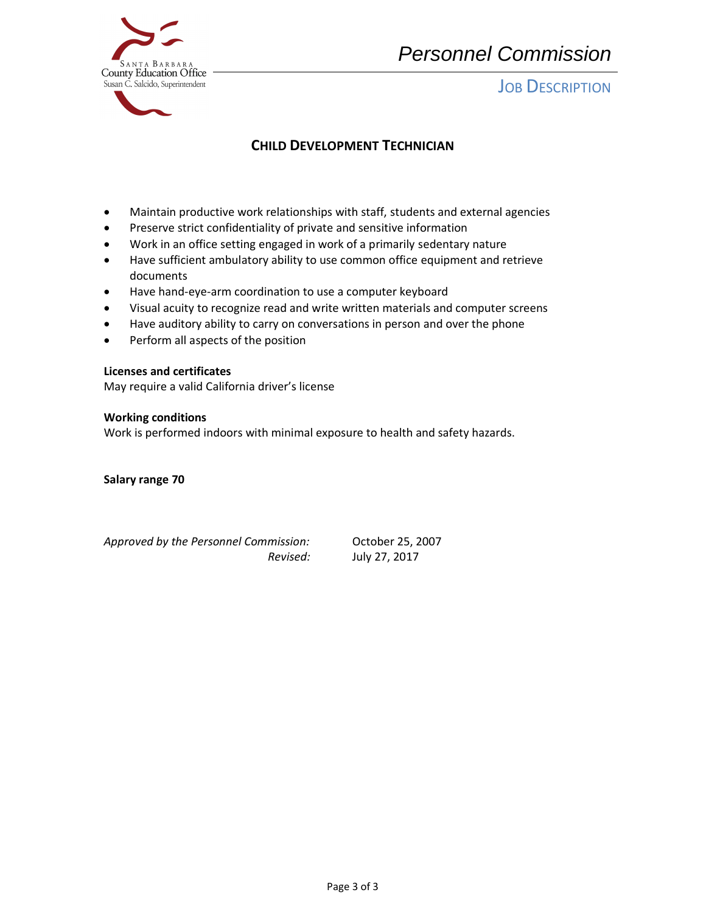## CHILD DEVELOPMENT TECHNICIAN

- Maintain productive work relationships with staff, students and external agencies
- Preserve strict confidentiality of private and sensitive information
- Work in an office setting engaged in work of a primarily sedentary nature
- Have sufficient ambulatory ability to use common office equipment and retrieve documents
- Have hand-eye-arm coordination to use a computer keyboard
- Visual acuity to recognize read and write written materials and computer screens
- Have auditory ability to carry on conversations in person and over the phone
- Perform all aspects of the position

**Licenses and certificates**
May require a valid California driver's license

**Working conditions**
Work is performed indoors with minimal exposure to health and safety hazards.

**Salary range 70**

*Approved by the Personnel Commission:* October 25, 2007
*Revised:* July 27, 2017